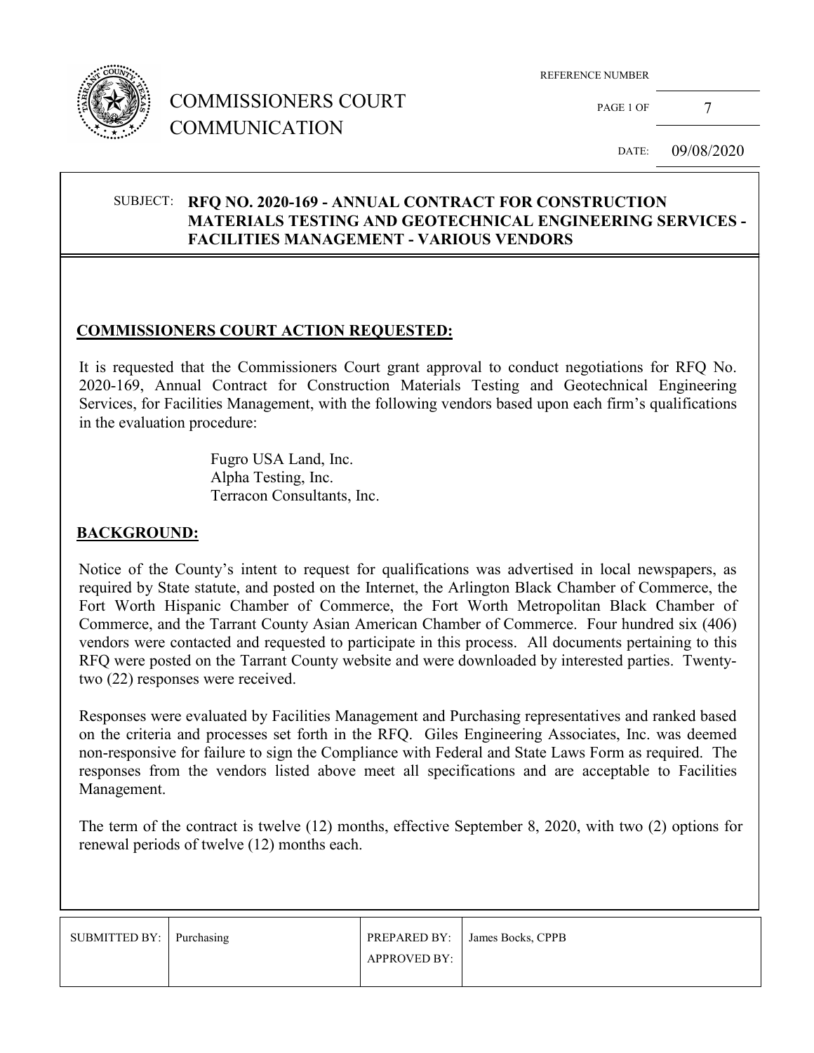# COMMISSIONERS COURT COMMUNICATION

REFERENCE NUMBER

DATE: 09/08/2020

SUBJECT: **RFQ NO. 2020-169 - ANNUAL CONTRACT FOR CONSTRUCTION MATERIALS TESTING AND GEOTECHNICAL ENGINEERING SERVICES - FACILITIES MANAGEMENT - VARIOUS VENDORS**

## COMMISSIONERS COURT ACTION REQUESTED:

It is requested that the Commissioners Court grant approval to conduct negotiations for RFQ No. 2020-169, Annual Contract for Construction Materials Testing and Geotechnical Engineering Services, for Facilities Management, with the following vendors based upon each firm's qualifications in the evaluation procedure:

Fugro USA Land, Inc.
Alpha Testing, Inc.
Terracon Consultants, Inc.

## BACKGROUND:

Notice of the County's intent to request for qualifications was advertised in local newspapers, as required by State statute, and posted on the Internet, the Arlington Black Chamber of Commerce, the Fort Worth Hispanic Chamber of Commerce, the Fort Worth Metropolitan Black Chamber of Commerce, and the Tarrant County Asian American Chamber of Commerce. Four hundred six (406) vendors were contacted and requested to participate in this process. All documents pertaining to this RFQ were posted on the Tarrant County website and were downloaded by interested parties. Twenty-two (22) responses were received.

Responses were evaluated by Facilities Management and Purchasing representatives and ranked based on the criteria and processes set forth in the RFQ. Giles Engineering Associates, Inc. was deemed non-responsive for failure to sign the Compliance with Federal and State Laws Form as required. The responses from the vendors listed above meet all specifications and are acceptable to Facilities Management.

The term of the contract is twelve (12) months, effective September 8, 2020, with two (2) options for renewal periods of twelve (12) months each.

| SUBMITTED BY: | Purchasing | PREPARED BY: | James Bocks, CPPB |
| --- | --- | --- | --- |
| | | APPROVED BY: | |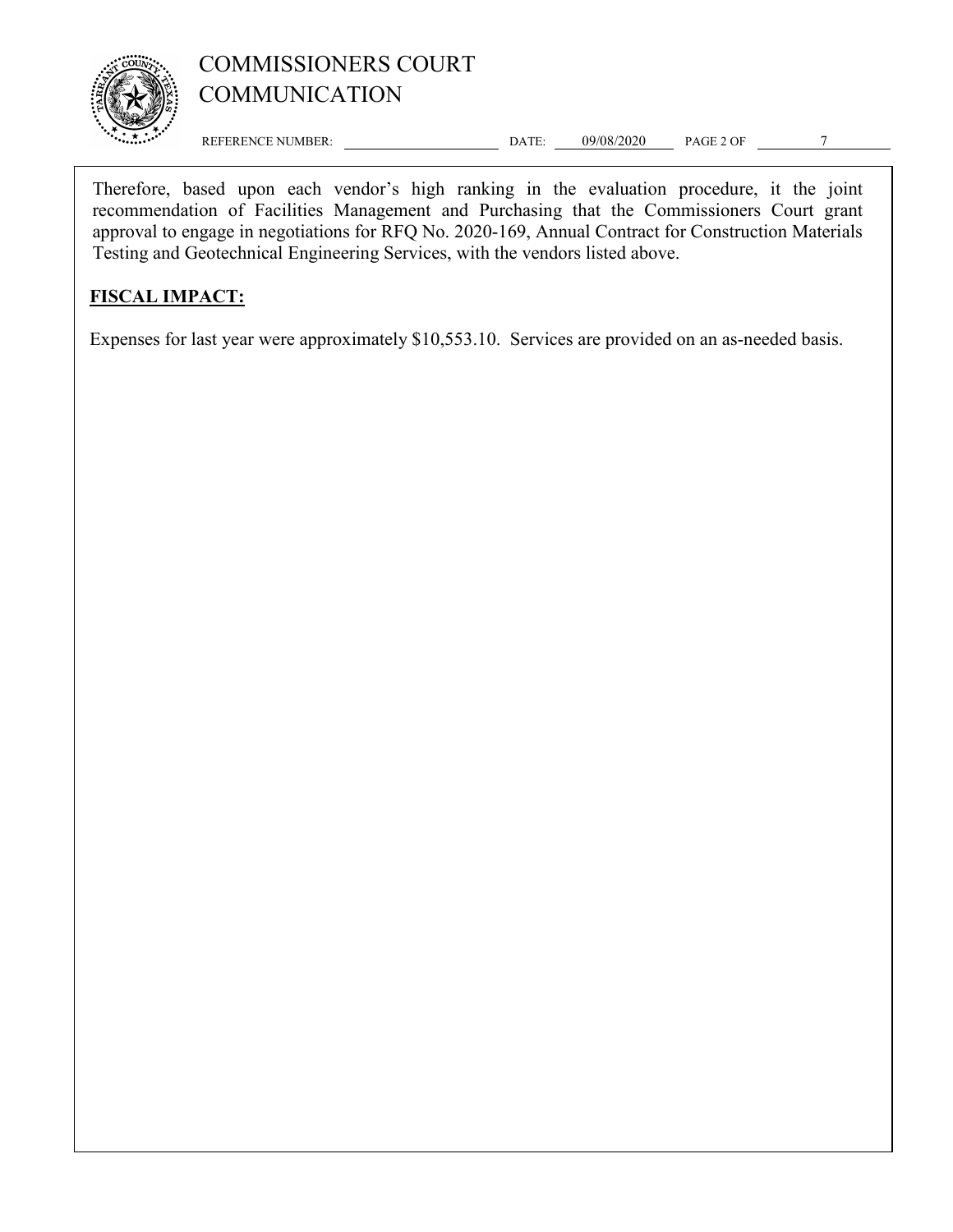Therefore, based upon each vendor's high ranking in the evaluation procedure, it the joint recommendation of Facilities Management and Purchasing that the Commissioners Court grant approval to engage in negotiations for RFQ No. 2020-169, Annual Contract for Construction Materials Testing and Geotechnical Engineering Services, with the vendors listed above.

## FISCAL IMPACT:

Expenses for last year were approximately $10,553.10. Services are provided on an as-needed basis.